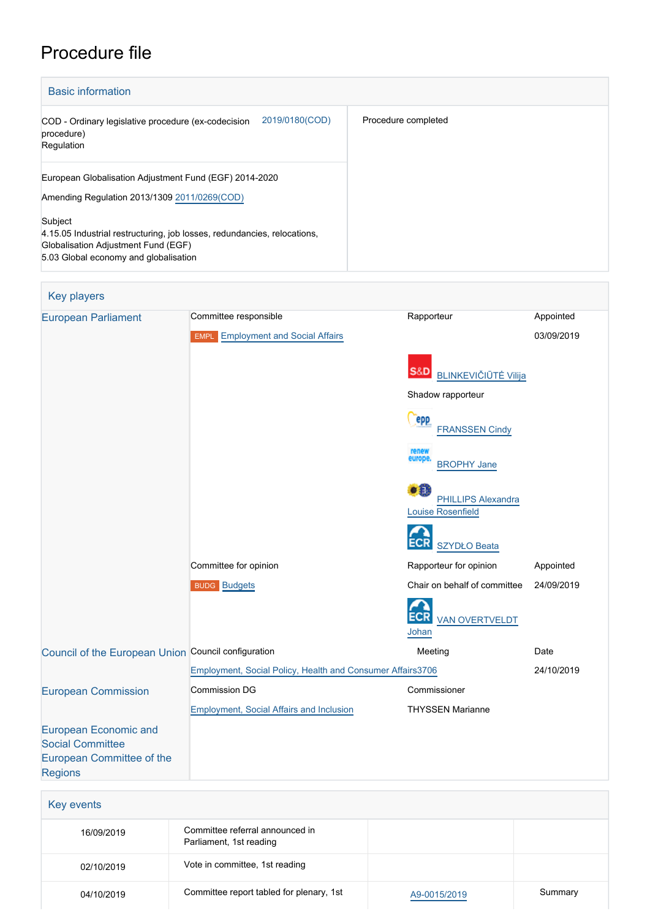# Procedure file

## Basic information

| | | |
|---|---|---|
| COD - Ordinary legislative procedure (ex-codecision procedure)<br>Regulation | 2019/0180(COD) | Procedure completed |
| European Globalisation Adjustment Fund (EGF) 2014-2020<br><br>Amending Regulation 2013/1309 2011/0269(COD)<br><br>Subject<br>4.15.05 Industrial restructuring, job losses, redundancies, relocations, Globalisation Adjustment Fund (EGF)<br>5.03 Global economy and globalisation | | |

## Key players

| | | | |
|---|---|---|---|
| European Parliament | Committee responsible | Rapporteur | Appointed |
| | EMPL Employment and Social Affairs | | 03/09/2019 |
| | | S&D BLINKEVIČIŪTĖ Vilija | |
| | | Shadow rapporteur | |
| | | EPP FRANSSEN Cindy | |
| | | Renew Europe BROPHY Jane | |
| | | Greens/EFA PHILLIPS Alexandra Louise Rosenfield | |
| | | ECR SZYDŁO Beata | |
| | Committee for opinion | Rapporteur for opinion | Appointed |
| | BUDG Budgets | Chair on behalf of committee | 24/09/2019 |
| | | ECR VAN OVERTVELDT Johan | |
| Council of the European Union | Council configuration | Meeting | Date |
| | Employment, Social Policy, Health and Consumer Affairs | 3706 | 24/10/2019 |
| European Commission | Commission DG | Commissioner | |
| | Employment, Social Affairs and Inclusion | THYSSEN Marianne | |
| European Economic and Social Committee<br>European Committee of the Regions | | | |

## Key events

| | | | |
|---|---|---|---|
| 16/09/2019 | Committee referral announced in Parliament, 1st reading | | |
| 02/10/2019 | Vote in committee, 1st reading | | |
| 04/10/2019 | Committee report tabled for plenary, 1st | A9-0015/2019 | Summary |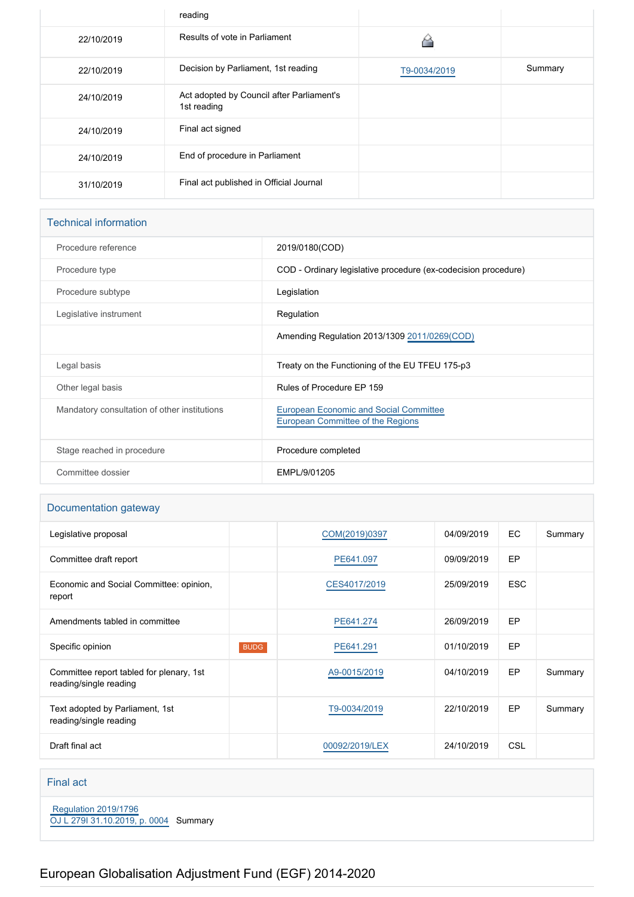| | reading | | |
|---|---|---|---|
| 22/10/2019 | Results of vote in Parliament | | |
| 22/10/2019 | Decision by Parliament, 1st reading | T9-0034/2019 | Summary |
| 24/10/2019 | Act adopted by Council after Parliament's 1st reading | | |
| 24/10/2019 | Final act signed | | |
| 24/10/2019 | End of procedure in Parliament | | |
| 31/10/2019 | Final act published in Official Journal | | |

## Technical information

| | |
|---|---|
| Procedure reference | 2019/0180(COD) |
| Procedure type | COD - Ordinary legislative procedure (ex-codecision procedure) |
| Procedure subtype | Legislation |
| Legislative instrument | Regulation |
| | Amending Regulation 2013/1309 2011/0269(COD) |
| Legal basis | Treaty on the Functioning of the EU TFEU 175-p3 |
| Other legal basis | Rules of Procedure EP 159 |
| Mandatory consultation of other institutions | European Economic and Social Committee<br>European Committee of the Regions |
| Stage reached in procedure | Procedure completed |
| Committee dossier | EMPL/9/01205 |

## Documentation gateway

| | | | | | |
|---|---|---|---|---|---|
| Legislative proposal | | COM(2019)0397 | 04/09/2019 | EC | Summary |
| Committee draft report | | PE641.097 | 09/09/2019 | EP | |
| Economic and Social Committee: opinion, report | | CES4017/2019 | 25/09/2019 | ESC | |
| Amendments tabled in committee | | PE641.274 | 26/09/2019 | EP | |
| Specific opinion | BUDG | PE641.291 | 01/10/2019 | EP | |
| Committee report tabled for plenary, 1st reading/single reading | | A9-0015/2019 | 04/10/2019 | EP | Summary |
| Text adopted by Parliament, 1st reading/single reading | | T9-0034/2019 | 22/10/2019 | EP | Summary |
| Draft final act | | 00092/2019/LEX | 24/10/2019 | CSL | |

## Final act

Regulation 2019/1796
OJ L 279I 31.10.2019, p. 0004 Summary

# European Globalisation Adjustment Fund (EGF) 2014-2020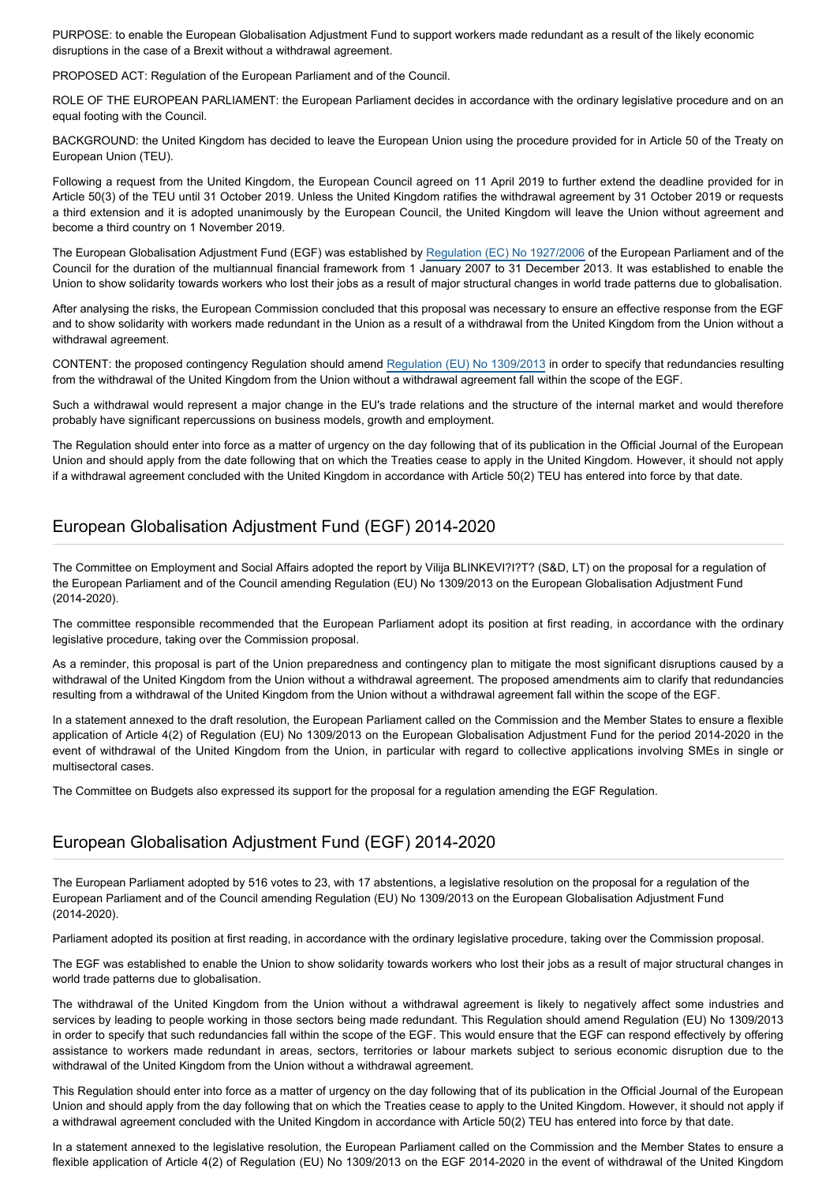PURPOSE: to enable the European Globalisation Adjustment Fund to support workers made redundant as a result of the likely economic disruptions in the case of a Brexit without a withdrawal agreement.

PROPOSED ACT: Regulation of the European Parliament and of the Council.

ROLE OF THE EUROPEAN PARLIAMENT: the European Parliament decides in accordance with the ordinary legislative procedure and on an equal footing with the Council.

BACKGROUND: the United Kingdom has decided to leave the European Union using the procedure provided for in Article 50 of the Treaty on European Union (TEU).

Following a request from the United Kingdom, the European Council agreed on 11 April 2019 to further extend the deadline provided for in Article 50(3) of the TEU until 31 October 2019. Unless the United Kingdom ratifies the withdrawal agreement by 31 October 2019 or requests a third extension and it is adopted unanimously by the European Council, the United Kingdom will leave the Union without agreement and become a third country on 1 November 2019.

The European Globalisation Adjustment Fund (EGF) was established by Regulation (EC) No 1927/2006 of the European Parliament and of the Council for the duration of the multiannual financial framework from 1 January 2007 to 31 December 2013. It was established to enable the Union to show solidarity towards workers who lost their jobs as a result of major structural changes in world trade patterns due to globalisation.

After analysing the risks, the European Commission concluded that this proposal was necessary to ensure an effective response from the EGF and to show solidarity with workers made redundant in the Union as a result of a withdrawal from the United Kingdom from the Union without a withdrawal agreement.

CONTENT: the proposed contingency Regulation should amend Regulation (EU) No 1309/2013 in order to specify that redundancies resulting from the withdrawal of the United Kingdom from the Union without a withdrawal agreement fall within the scope of the EGF.

Such a withdrawal would represent a major change in the EU's trade relations and the structure of the internal market and would therefore probably have significant repercussions on business models, growth and employment.

The Regulation should enter into force as a matter of urgency on the day following that of its publication in the Official Journal of the European Union and should apply from the date following that on which the Treaties cease to apply in the United Kingdom. However, it should not apply if a withdrawal agreement concluded with the United Kingdom in accordance with Article 50(2) TEU has entered into force by that date.

## European Globalisation Adjustment Fund (EGF) 2014-2020

The Committee on Employment and Social Affairs adopted the report by Vilija BLINKEVI?I?T? (S&D, LT) on the proposal for a regulation of the European Parliament and of the Council amending Regulation (EU) No 1309/2013 on the European Globalisation Adjustment Fund (2014-2020).

The committee responsible recommended that the European Parliament adopt its position at first reading, in accordance with the ordinary legislative procedure, taking over the Commission proposal.

As a reminder, this proposal is part of the Union preparedness and contingency plan to mitigate the most significant disruptions caused by a withdrawal of the United Kingdom from the Union without a withdrawal agreement. The proposed amendments aim to clarify that redundancies resulting from a withdrawal of the United Kingdom from the Union without a withdrawal agreement fall within the scope of the EGF.

In a statement annexed to the draft resolution, the European Parliament called on the Commission and the Member States to ensure a flexible application of Article 4(2) of Regulation (EU) No 1309/2013 on the European Globalisation Adjustment Fund for the period 2014-2020 in the event of withdrawal of the United Kingdom from the Union, in particular with regard to collective applications involving SMEs in single or multisectoral cases.

The Committee on Budgets also expressed its support for the proposal for a regulation amending the EGF Regulation.

## European Globalisation Adjustment Fund (EGF) 2014-2020

The European Parliament adopted by 516 votes to 23, with 17 abstentions, a legislative resolution on the proposal for a regulation of the European Parliament and of the Council amending Regulation (EU) No 1309/2013 on the European Globalisation Adjustment Fund (2014-2020).

Parliament adopted its position at first reading, in accordance with the ordinary legislative procedure, taking over the Commission proposal.

The EGF was established to enable the Union to show solidarity towards workers who lost their jobs as a result of major structural changes in world trade patterns due to globalisation.

The withdrawal of the United Kingdom from the Union without a withdrawal agreement is likely to negatively affect some industries and services by leading to people working in those sectors being made redundant. This Regulation should amend Regulation (EU) No 1309/2013 in order to specify that such redundancies fall within the scope of the EGF. This would ensure that the EGF can respond effectively by offering assistance to workers made redundant in areas, sectors, territories or labour markets subject to serious economic disruption due to the withdrawal of the United Kingdom from the Union without a withdrawal agreement.

This Regulation should enter into force as a matter of urgency on the day following that of its publication in the Official Journal of the European Union and should apply from the day following that on which the Treaties cease to apply to the United Kingdom. However, it should not apply if a withdrawal agreement concluded with the United Kingdom in accordance with Article 50(2) TEU has entered into force by that date.

In a statement annexed to the legislative resolution, the European Parliament called on the Commission and the Member States to ensure a flexible application of Article 4(2) of Regulation (EU) No 1309/2013 on the EGF 2014-2020 in the event of withdrawal of the United Kingdom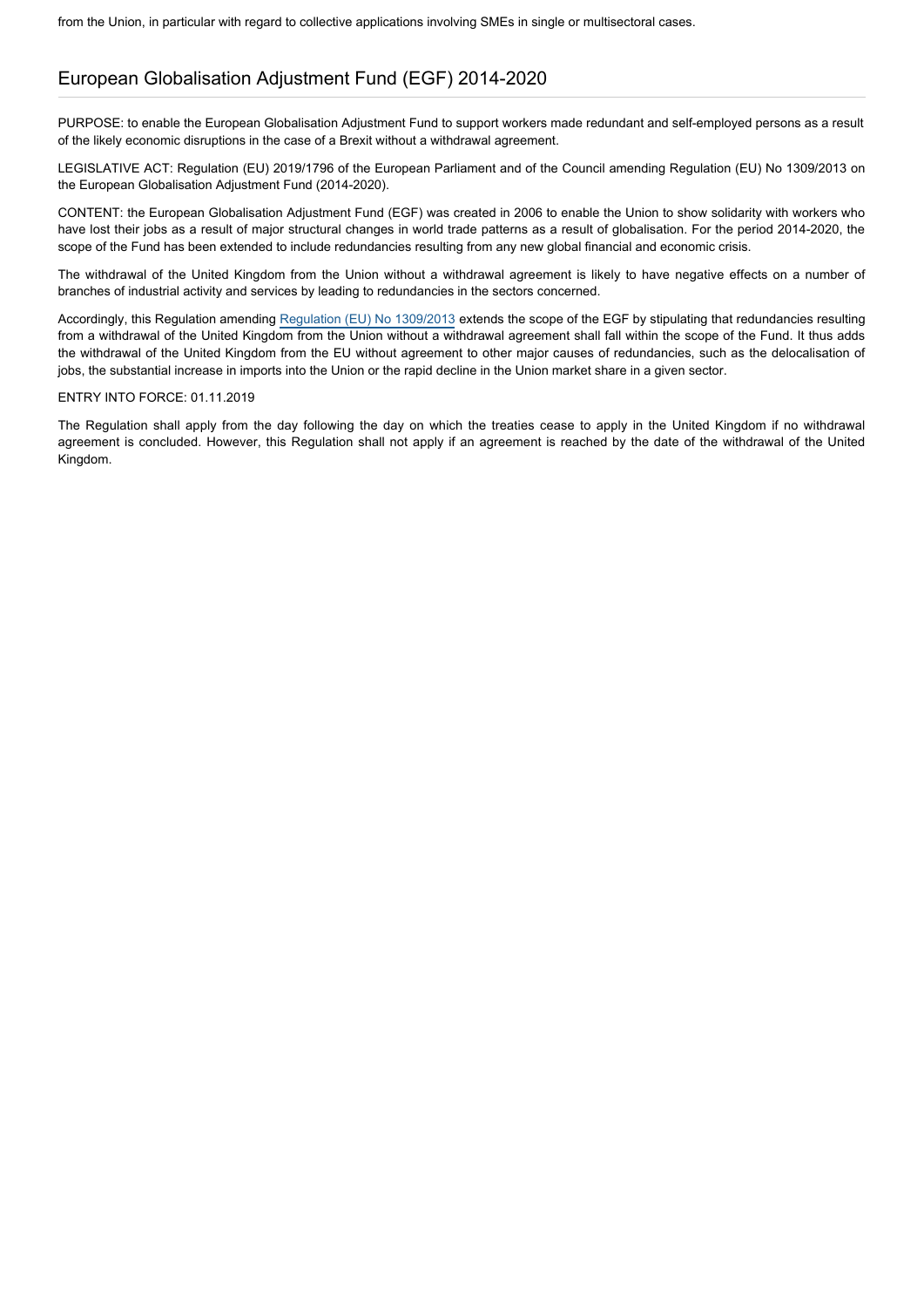from the Union, in particular with regard to collective applications involving SMEs in single or multisectoral cases.

## European Globalisation Adjustment Fund (EGF) 2014-2020

PURPOSE: to enable the European Globalisation Adjustment Fund to support workers made redundant and self-employed persons as a result of the likely economic disruptions in the case of a Brexit without a withdrawal agreement.

LEGISLATIVE ACT: Regulation (EU) 2019/1796 of the European Parliament and of the Council amending Regulation (EU) No 1309/2013 on the European Globalisation Adjustment Fund (2014-2020).

CONTENT: the European Globalisation Adjustment Fund (EGF) was created in 2006 to enable the Union to show solidarity with workers who have lost their jobs as a result of major structural changes in world trade patterns as a result of globalisation. For the period 2014-2020, the scope of the Fund has been extended to include redundancies resulting from any new global financial and economic crisis.

The withdrawal of the United Kingdom from the Union without a withdrawal agreement is likely to have negative effects on a number of branches of industrial activity and services by leading to redundancies in the sectors concerned.

Accordingly, this Regulation amending Regulation (EU) No 1309/2013 extends the scope of the EGF by stipulating that redundancies resulting from a withdrawal of the United Kingdom from the Union without a withdrawal agreement shall fall within the scope of the Fund. It thus adds the withdrawal of the United Kingdom from the EU without agreement to other major causes of redundancies, such as the delocalisation of jobs, the substantial increase in imports into the Union or the rapid decline in the Union market share in a given sector.

ENTRY INTO FORCE: 01.11.2019

The Regulation shall apply from the day following the day on which the treaties cease to apply in the United Kingdom if no withdrawal agreement is concluded. However, this Regulation shall not apply if an agreement is reached by the date of the withdrawal of the United Kingdom.